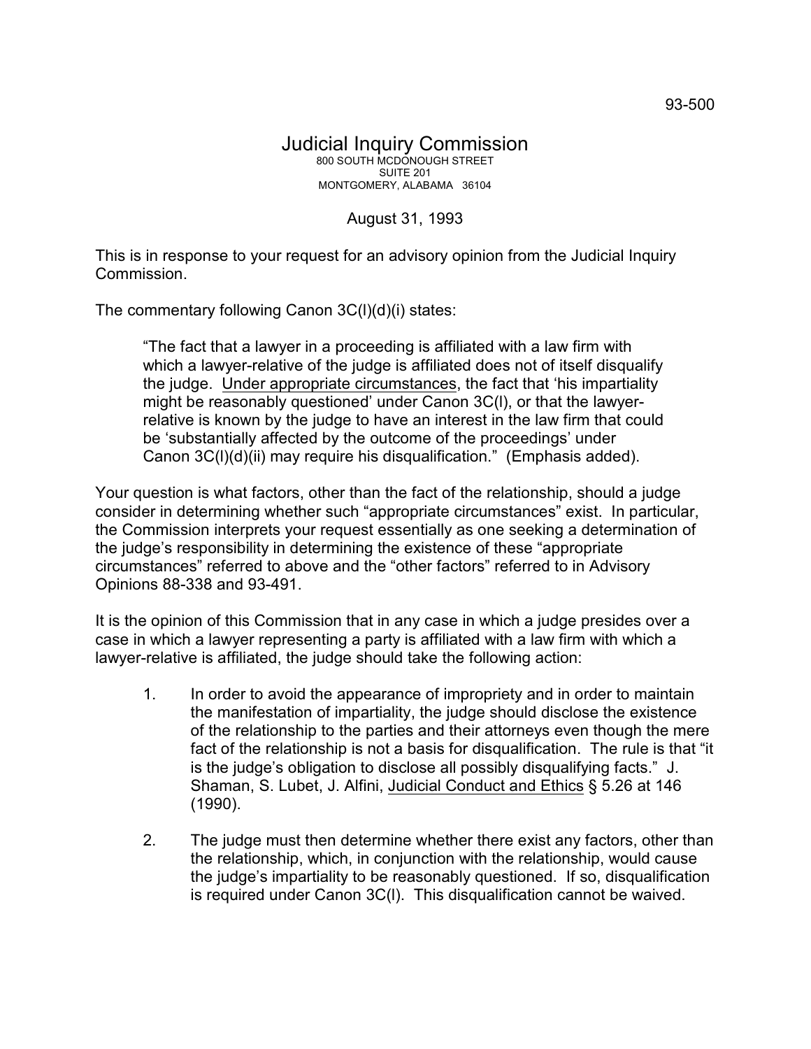93-500

# Judicial Inquiry Commission

800 SOUTH MCDONOUGH STREET
SUITE 201
MONTGOMERY, ALABAMA 36104

August 31, 1993

This is in response to your request for an advisory opinion from the Judicial Inquiry Commission.

The commentary following Canon 3C(l)(d)(i) states:

> "The fact that a lawyer in a proceeding is affiliated with a law firm with which a lawyer-relative of the judge is affiliated does not of itself disqualify the judge. Under appropriate circumstances, the fact that 'his impartiality might be reasonably questioned' under Canon 3C(l), or that the lawyer-relative is known by the judge to have an interest in the law firm that could be 'substantially affected by the outcome of the proceedings' under Canon 3C(l)(d)(ii) may require his disqualification." (Emphasis added).

Your question is what factors, other than the fact of the relationship, should a judge consider in determining whether such "appropriate circumstances" exist. In particular, the Commission interprets your request essentially as one seeking a determination of the judge's responsibility in determining the existence of these "appropriate circumstances" referred to above and the "other factors" referred to in Advisory Opinions 88-338 and 93-491.

It is the opinion of this Commission that in any case in which a judge presides over a case in which a lawyer representing a party is affiliated with a law firm with which a lawyer-relative is affiliated, the judge should take the following action:

1. In order to avoid the appearance of impropriety and in order to maintain the manifestation of impartiality, the judge should disclose the existence of the relationship to the parties and their attorneys even though the mere fact of the relationship is not a basis for disqualification. The rule is that "it is the judge's obligation to disclose all possibly disqualifying facts." J. Shaman, S. Lubet, J. Alfini, Judicial Conduct and Ethics § 5.26 at 146 (1990).

2. The judge must then determine whether there exist any factors, other than the relationship, which, in conjunction with the relationship, would cause the judge's impartiality to be reasonably questioned. If so, disqualification is required under Canon 3C(l). This disqualification cannot be waived.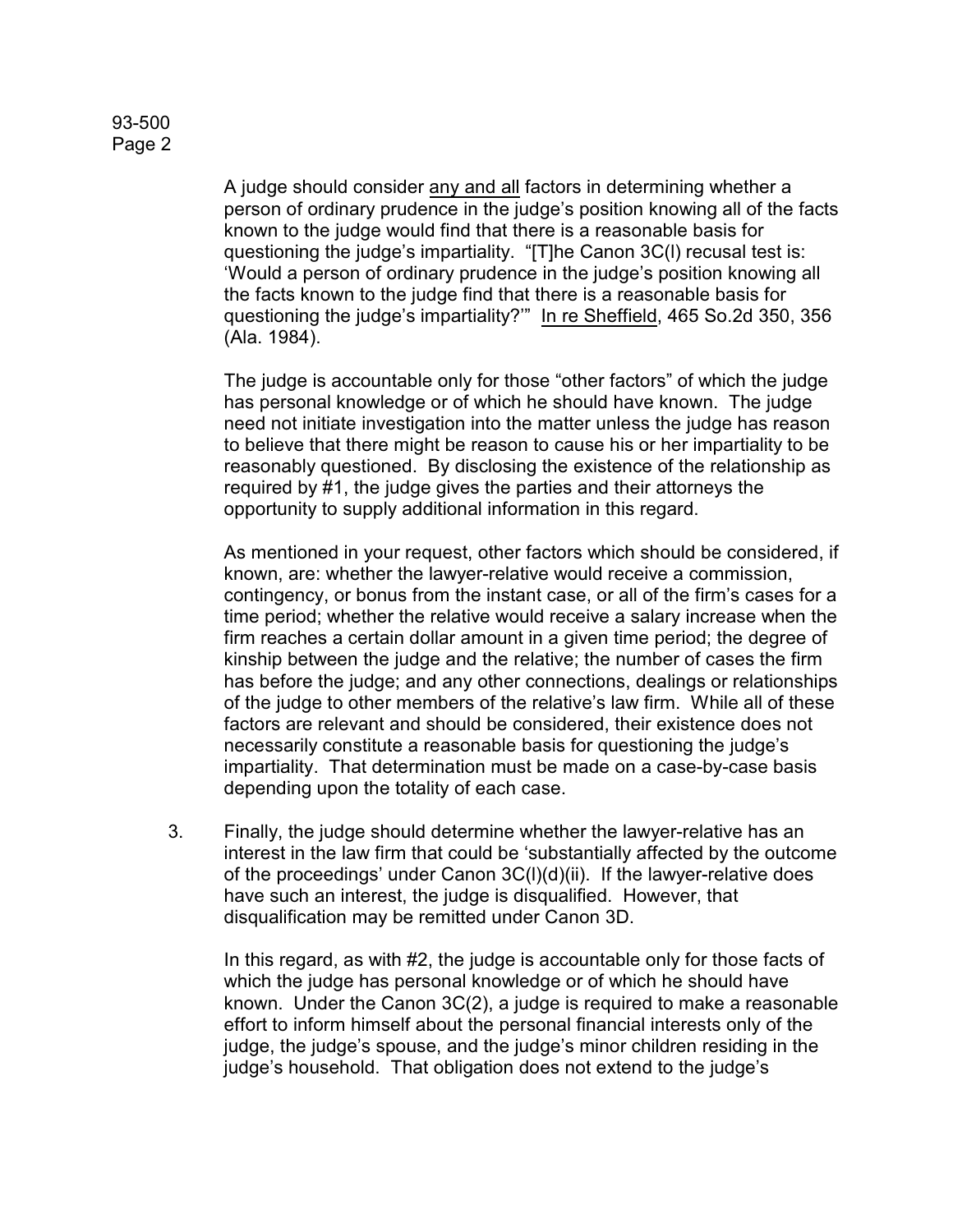A judge should consider <u>any and all</u> factors in determining whether a person of ordinary prudence in the judge's position knowing all of the facts known to the judge would find that there is a reasonable basis for questioning the judge's impartiality. "[T]he Canon 3C(l) recusal test is: 'Would a person of ordinary prudence in the judge's position knowing all the facts known to the judge find that there is a reasonable basis for questioning the judge's impartiality?'" <u>In re Sheffield</u>, 465 So.2d 350, 356 (Ala. 1984).

The judge is accountable only for those "other factors" of which the judge has personal knowledge or of which he should have known. The judge need not initiate investigation into the matter unless the judge has reason to believe that there might be reason to cause his or her impartiality to be reasonably questioned. By disclosing the existence of the relationship as required by #1, the judge gives the parties and their attorneys the opportunity to supply additional information in this regard.

As mentioned in your request, other factors which should be considered, if known, are: whether the lawyer-relative would receive a commission, contingency, or bonus from the instant case, or all of the firm's cases for a time period; whether the relative would receive a salary increase when the firm reaches a certain dollar amount in a given time period; the degree of kinship between the judge and the relative; the number of cases the firm has before the judge; and any other connections, dealings or relationships of the judge to other members of the relative's law firm. While all of these factors are relevant and should be considered, their existence does not necessarily constitute a reasonable basis for questioning the judge's impartiality. That determination must be made on a case-by-case basis depending upon the totality of each case.

3. Finally, the judge should determine whether the lawyer-relative has an interest in the law firm that could be 'substantially affected by the outcome of the proceedings' under Canon 3C(l)(d)(ii). If the lawyer-relative does have such an interest, the judge is disqualified. However, that disqualification may be remitted under Canon 3D.

   In this regard, as with #2, the judge is accountable only for those facts of which the judge has personal knowledge or of which he should have known. Under the Canon 3C(2), a judge is required to make a reasonable effort to inform himself about the personal financial interests only of the judge, the judge's spouse, and the judge's minor children residing in the judge's household. That obligation does not extend to the judge's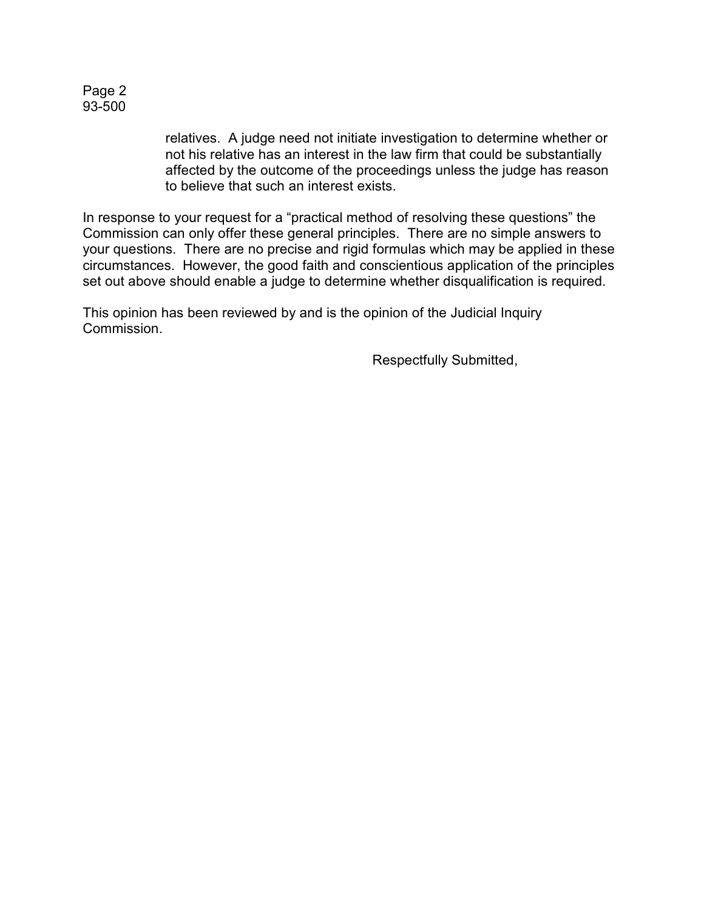> relatives. A judge need not initiate investigation to determine whether or not his relative has an interest in the law firm that could be substantially affected by the outcome of the proceedings unless the judge has reason to believe that such an interest exists.

In response to your request for a “practical method of resolving these questions” the Commission can only offer these general principles. There are no simple answers to your questions. There are no precise and rigid formulas which may be applied in these circumstances. However, the good faith and conscientious application of the principles set out above should enable a judge to determine whether disqualification is required.

This opinion has been reviewed by and is the opinion of the Judicial Inquiry Commission.

Respectfully Submitted,